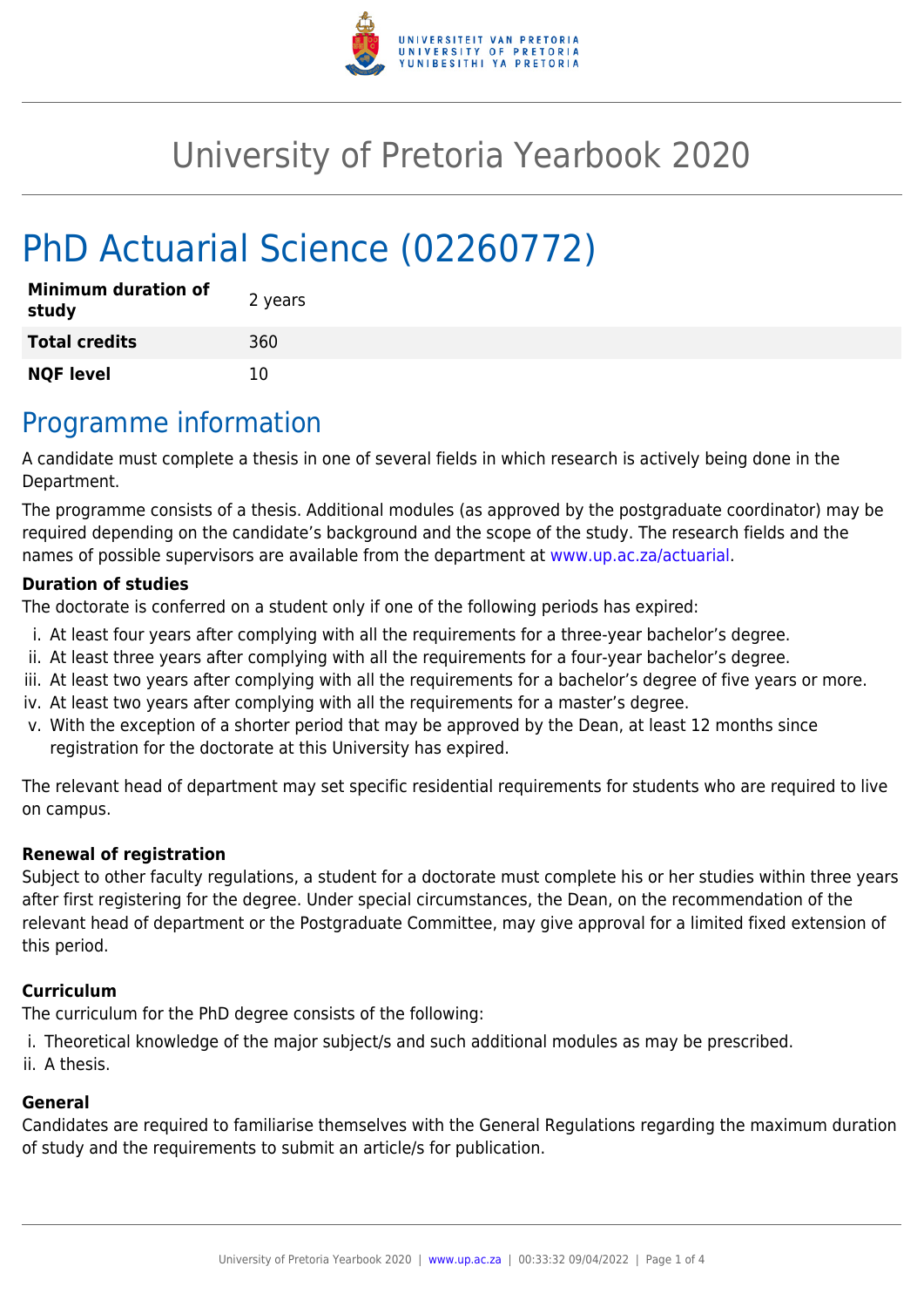# University of Pretoria Yearbook 2020

# PhD Actuarial Science (02260772)

| | |
|---|---|
| **Minimum duration of study** | 2 years |
| **Total credits** | 360 |
| **NQF level** | 10 |

## Programme information

A candidate must complete a thesis in one of several fields in which research is actively being done in the Department.

The programme consists of a thesis. Additional modules (as approved by the postgraduate coordinator) may be required depending on the candidate's background and the scope of the study. The research fields and the names of possible supervisors are available from the department at www.up.ac.za/actuarial.

### Duration of studies

The doctorate is conferred on a student only if one of the following periods has expired:

i. At least four years after complying with all the requirements for a three-year bachelor's degree.
ii. At least three years after complying with all the requirements for a four-year bachelor's degree.
iii. At least two years after complying with all the requirements for a bachelor's degree of five years or more.
iv. At least two years after complying with all the requirements for a master's degree.
v. With the exception of a shorter period that may be approved by the Dean, at least 12 months since registration for the doctorate at this University has expired.

The relevant head of department may set specific residential requirements for students who are required to live on campus.

### Renewal of registration

Subject to other faculty regulations, a student for a doctorate must complete his or her studies within three years after first registering for the degree. Under special circumstances, the Dean, on the recommendation of the relevant head of department or the Postgraduate Committee, may give approval for a limited fixed extension of this period.

### Curriculum

The curriculum for the PhD degree consists of the following:

i. Theoretical knowledge of the major subject/s and such additional modules as may be prescribed.
ii. A thesis.

### General

Candidates are required to familiarise themselves with the General Regulations regarding the maximum duration of study and the requirements to submit an article/s for publication.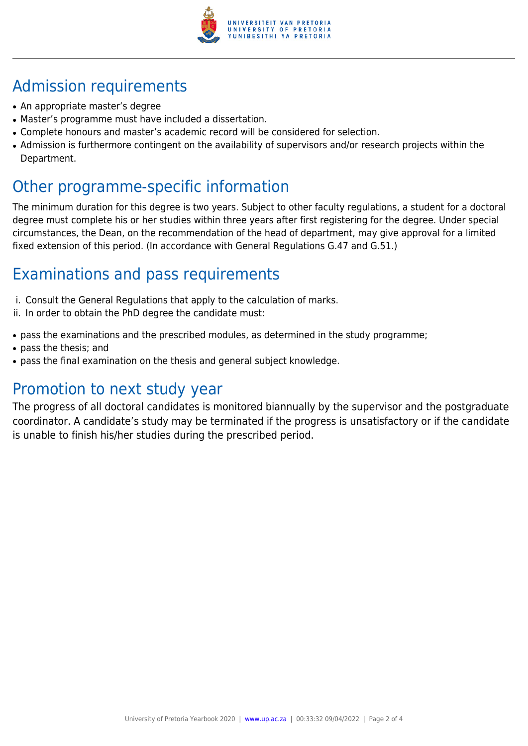## Admission requirements

- An appropriate master's degree
- Master's programme must have included a dissertation.
- Complete honours and master's academic record will be considered for selection.
- Admission is furthermore contingent on the availability of supervisors and/or research projects within the Department.

## Other programme-specific information

The minimum duration for this degree is two years. Subject to other faculty regulations, a student for a doctoral degree must complete his or her studies within three years after first registering for the degree. Under special circumstances, the Dean, on the recommendation of the head of department, may give approval for a limited fixed extension of this period. (In accordance with General Regulations G.47 and G.51.)

## Examinations and pass requirements

i. Consult the General Regulations that apply to the calculation of marks.
ii. In order to obtain the PhD degree the candidate must:

- pass the examinations and the prescribed modules, as determined in the study programme;
- pass the thesis; and
- pass the final examination on the thesis and general subject knowledge.

## Promotion to next study year

The progress of all doctoral candidates is monitored biannually by the supervisor and the postgraduate coordinator. A candidate's study may be terminated if the progress is unsatisfactory or if the candidate is unable to finish his/her studies during the prescribed period.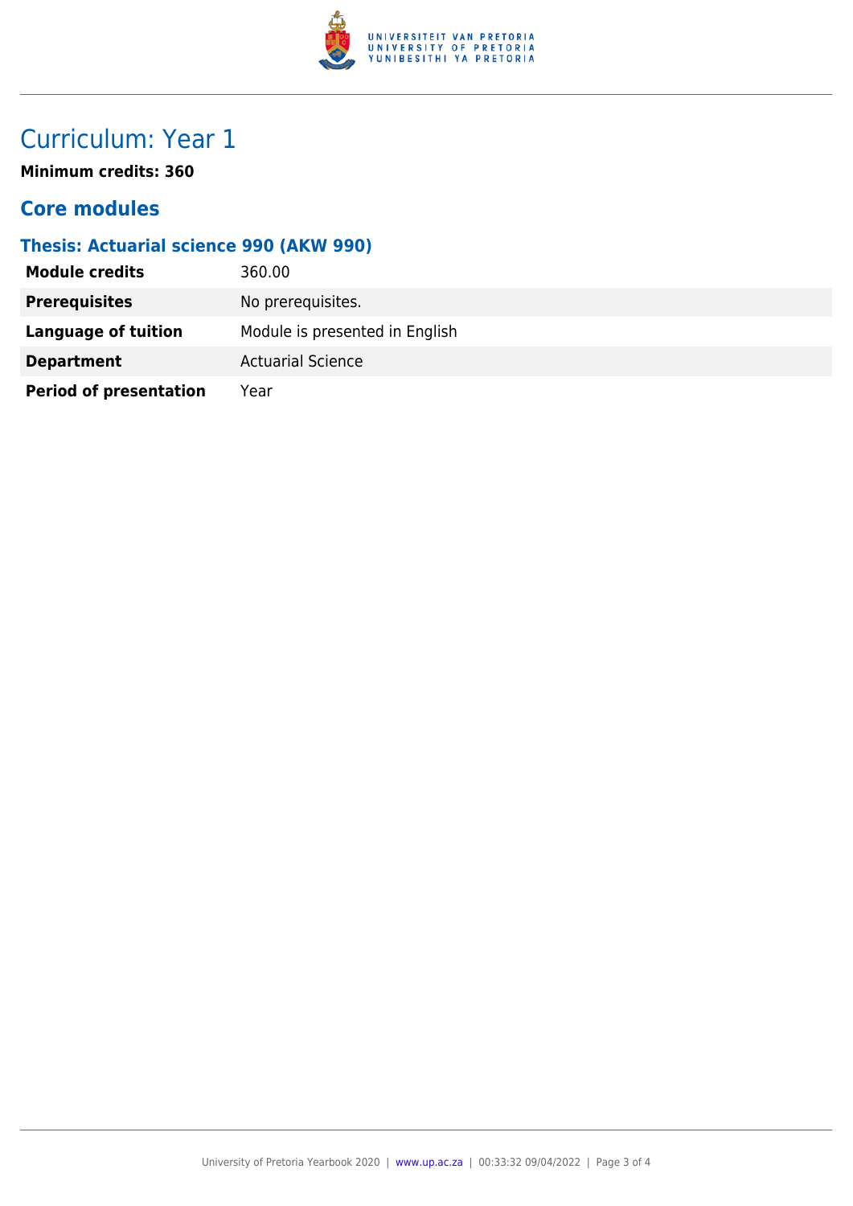# Curriculum: Year 1

**Minimum credits: 360**

## Core modules

### Thesis: Actuarial science 990 (AKW 990)

| | |
|---|---|
| **Module credits** | 360.00 |
| **Prerequisites** | No prerequisites. |
| **Language of tuition** | Module is presented in English |
| **Department** | Actuarial Science |
| **Period of presentation** | Year |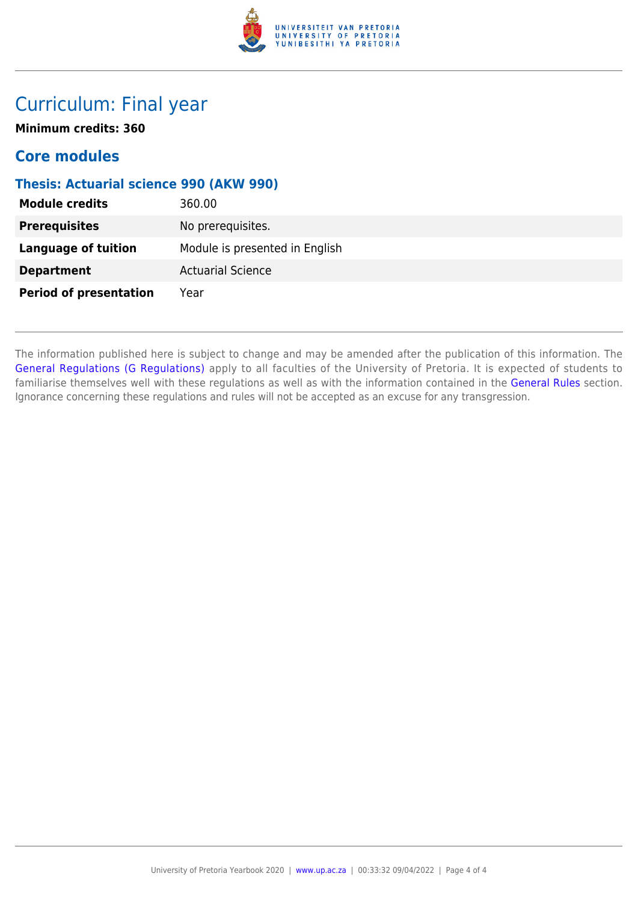# Curriculum: Final year

**Minimum credits: 360**

## Core modules

### Thesis: Actuarial science 990 (AKW 990)

| | |
|---|---|
| **Module credits** | 360.00 |
| **Prerequisites** | No prerequisites. |
| **Language of tuition** | Module is presented in English |
| **Department** | Actuarial Science |
| **Period of presentation** | Year |

The information published here is subject to change and may be amended after the publication of this information. The General Regulations (G Regulations) apply to all faculties of the University of Pretoria. It is expected of students to familiarise themselves well with these regulations as well as with the information contained in the General Rules section. Ignorance concerning these regulations and rules will not be accepted as an excuse for any transgression.